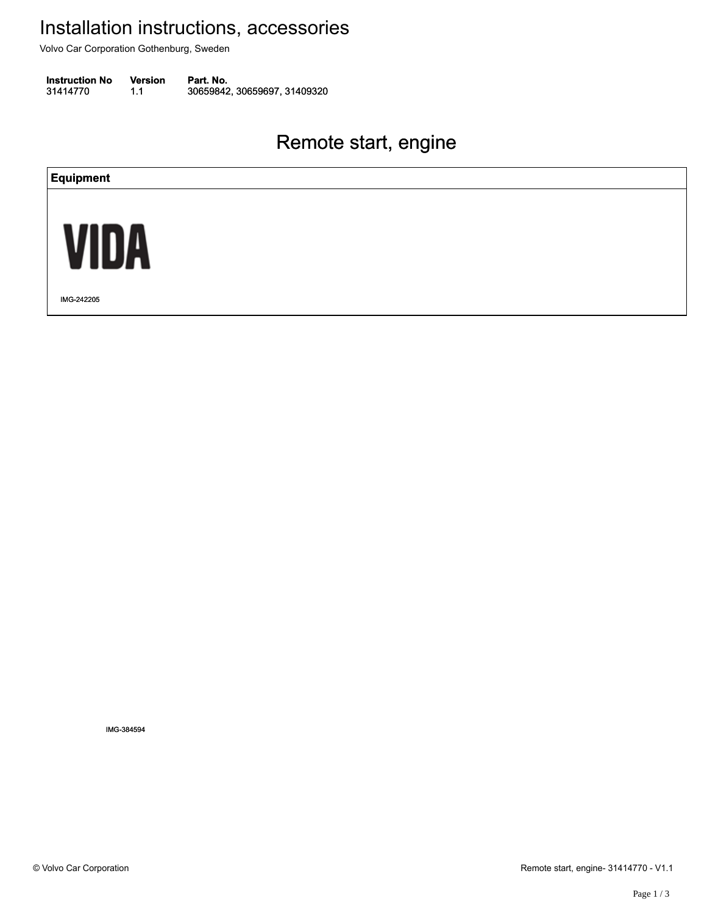# Installation instructions, accessories

Volvo Car Corporation Gothenburg, Sweden

| Instruction No | Version | Part. No. |
| --- | --- | --- |
| 31414770 | 1.1 | 30659842, 30659697, 31409320 |

## Remote start, engine

| Equipment |
| --- |
| VIDA<br>IMG-242205 |

IMG-384594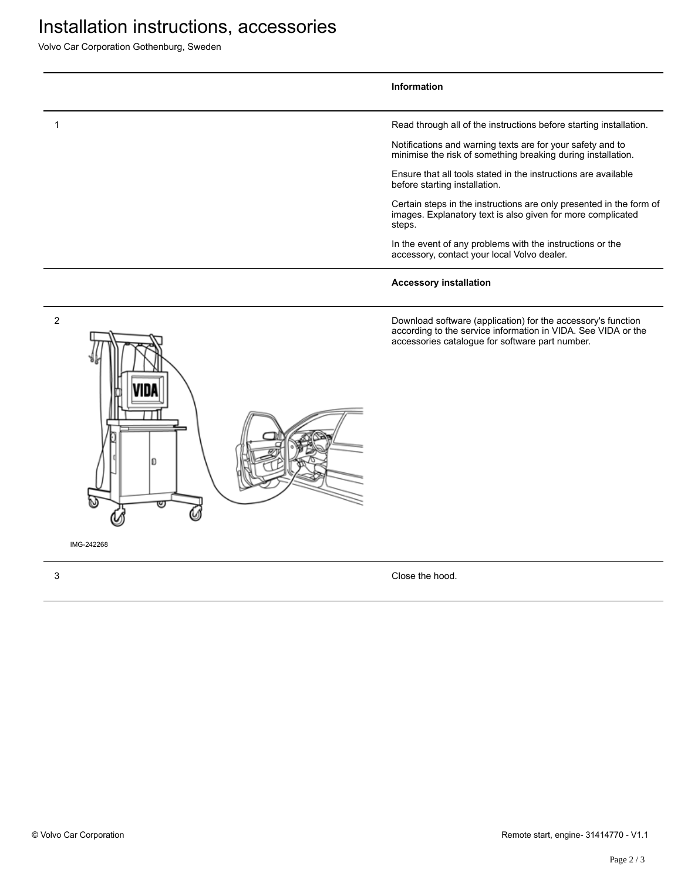# Installation instructions, accessories

Volvo Car Corporation Gothenburg, Sweden

| | Information |
|---|---|
| 1 | Read through all of the instructions before starting installation.<br><br>Notifications and warning texts are for your safety and to minimise the risk of something breaking during installation.<br><br>Ensure that all tools stated in the instructions are available before starting installation.<br><br>Certain steps in the instructions are only presented in the form of images. Explanatory text is also given for more complicated steps.<br><br>In the event of any problems with the instructions or the accessory, contact your local Volvo dealer. |
| | **Accessory installation** |
| 2<br><br>IMG-242268 | Download software (application) for the accessory's function according to the service information in VIDA. See VIDA or the accessories catalogue for software part number. |
| 3 | Close the hood. |

© Volvo Car Corporation

Remote start, engine- 31414770 - V1.1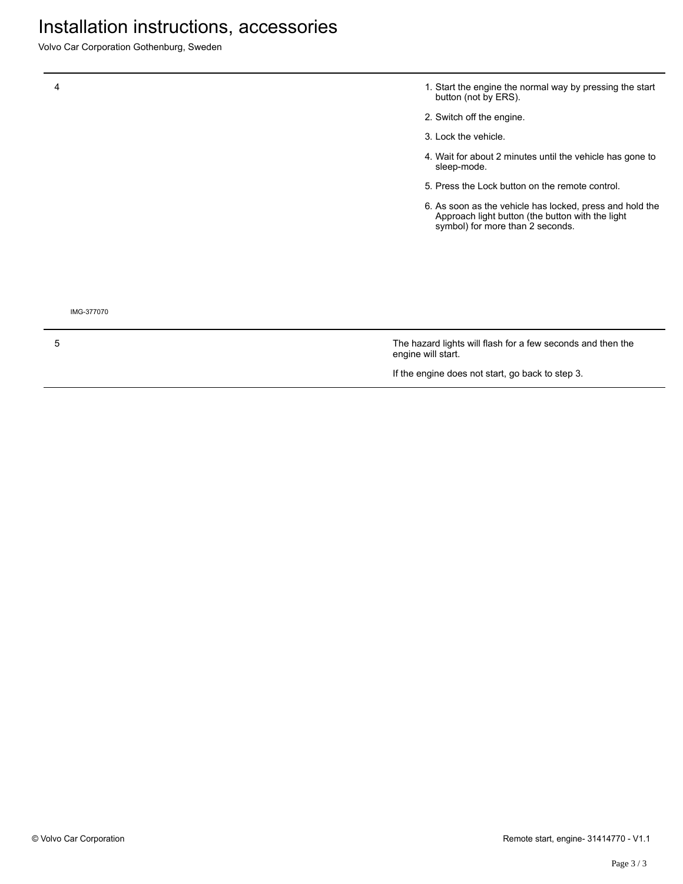| | |
|---|---|
| 4 | 1. Start the engine the normal way by pressing the start button (not by ERS).<br>2. Switch off the engine.<br>3. Lock the vehicle.<br>4. Wait for about 2 minutes until the vehicle has gone to sleep-mode.<br>5. Press the Lock button on the remote control.<br>6. As soon as the vehicle has locked, press and hold the Approach light button (the button with the light symbol) for more than 2 seconds. |
| IMG-377070 | |
| 5 | The hazard lights will flash for a few seconds and then the engine will start.<br>If the engine does not start, go back to step 3. |